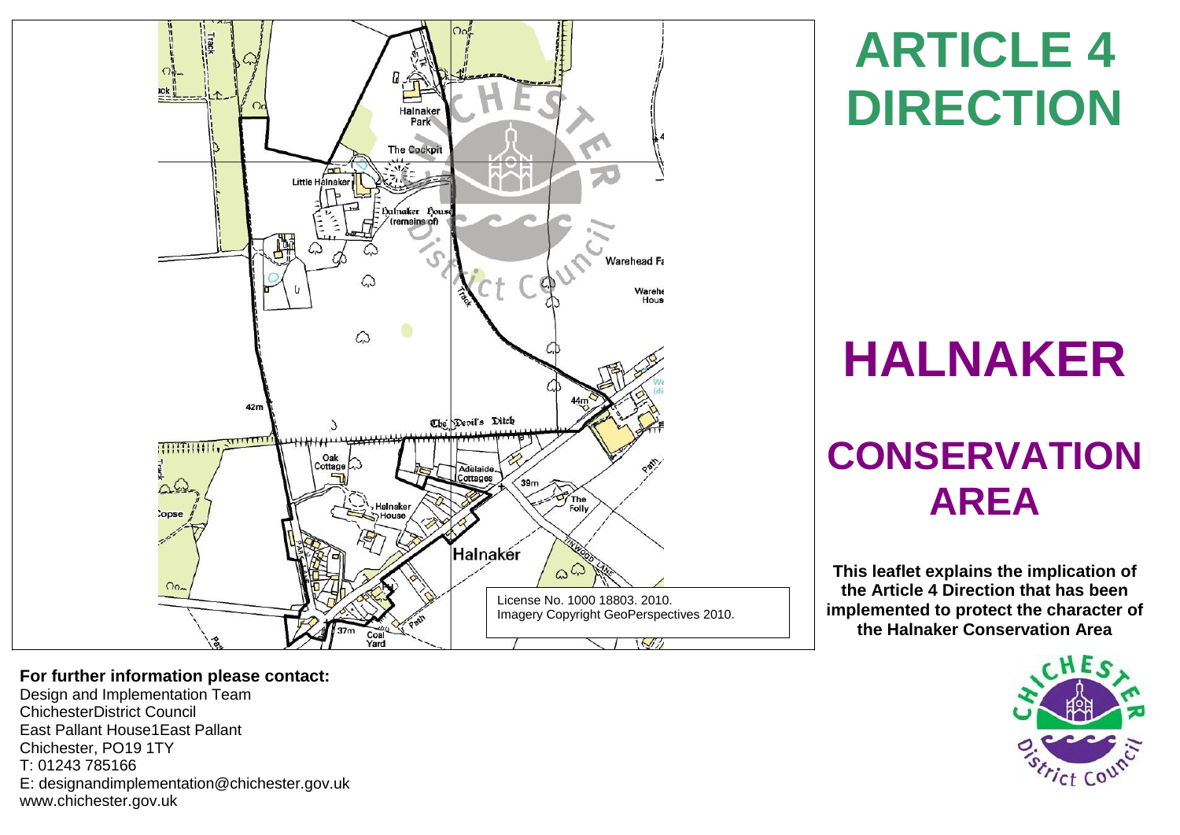# ARTICLE 4 DIRECTION

# HALNAKER

# CONSERVATION AREA

**This leaflet explains the implication of the Article 4 Direction that has been implemented to protect the character of the Halnaker Conservation Area**

License No. 1000 18803. 2010.
Imagery Copyright GeoPerspectives 2010.

**For further information please contact:**
Design and Implementation Team
ChichesterDistrict Council
East Pallant House1East Pallant
Chichester, PO19 1TY
T: 01243 785166
E: designandimplementation@chichester.gov.uk
www.chichester.gov.uk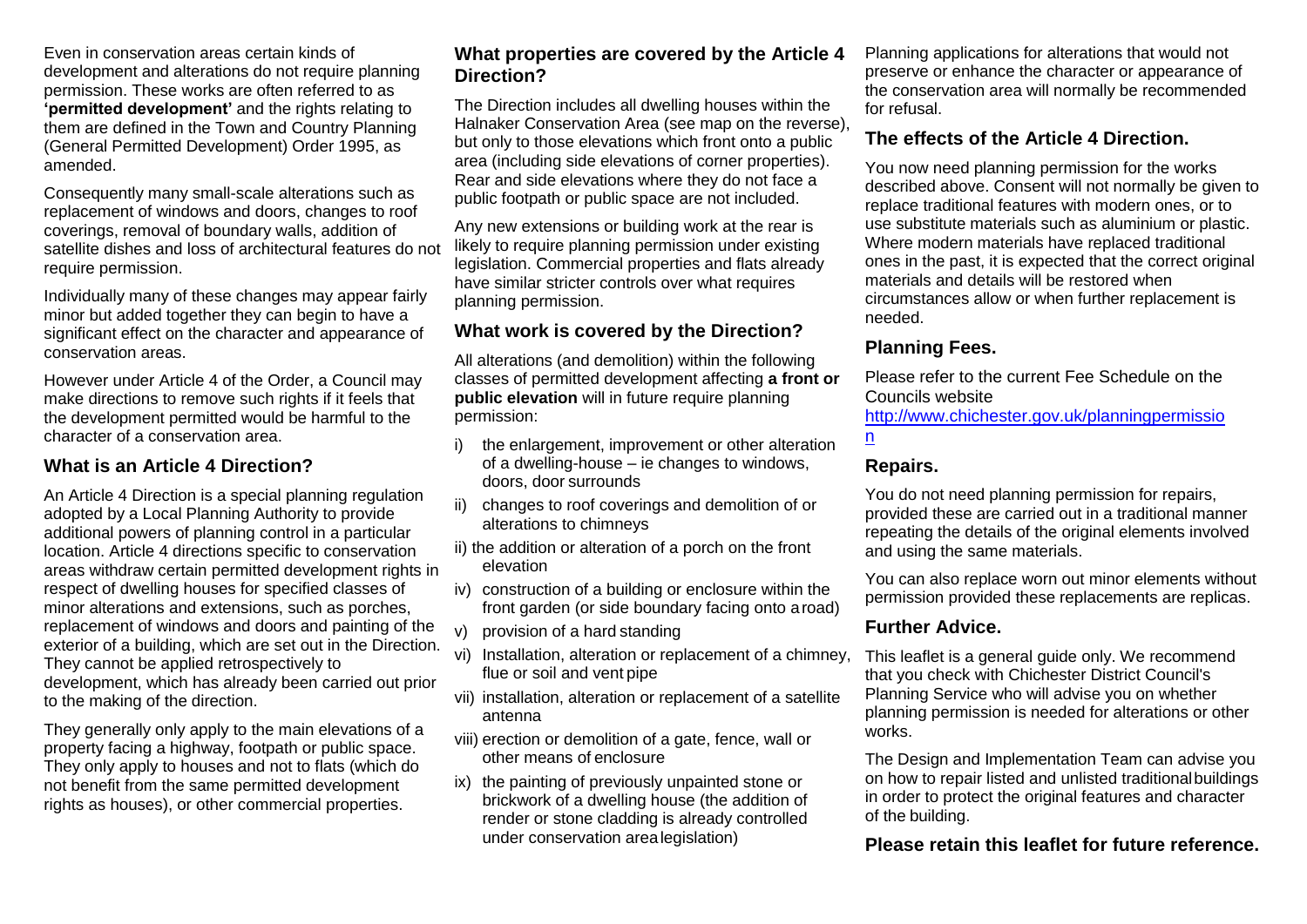Even in conservation areas certain kinds of development and alterations do not require planning permission. These works are often referred to as **'permitted development'** and the rights relating to them are defined in the Town and Country Planning (General Permitted Development) Order 1995, as amended.

Consequently many small-scale alterations such as replacement of windows and doors, changes to roof coverings, removal of boundary walls, addition of satellite dishes and loss of architectural features do not require permission.

Individually many of these changes may appear fairly minor but added together they can begin to have a significant effect on the character and appearance of conservation areas.

However under Article 4 of the Order, a Council may make directions to remove such rights if it feels that the development permitted would be harmful to the character of a conservation area.

## What is an Article 4 Direction?

An Article 4 Direction is a special planning regulation adopted by a Local Planning Authority to provide additional powers of planning control in a particular location. Article 4 directions specific to conservation areas withdraw certain permitted development rights in respect of dwelling houses for specified classes of minor alterations and extensions, such as porches, replacement of windows and doors and painting of the exterior of a building, which are set out in the Direction. They cannot be applied retrospectively to development, which has already been carried out prior to the making of the direction.

They generally only apply to the main elevations of a property facing a highway, footpath or public space. They only apply to houses and not to flats (which do not benefit from the same permitted development rights as houses), or other commercial properties.

## What properties are covered by the Article 4 Direction?

The Direction includes all dwelling houses within the Halnaker Conservation Area (see map on the reverse), but only to those elevations which front onto a public area (including side elevations of corner properties). Rear and side elevations where they do not face a public footpath or public space are not included.

Any new extensions or building work at the rear is likely to require planning permission under existing legislation. Commercial properties and flats already have similar stricter controls over what requires planning permission.

## What work is covered by the Direction?

All alterations (and demolition) within the following classes of permitted development affecting **a front or public elevation** will in future require planning permission:

- i) the enlargement, improvement or other alteration of a dwelling-house – ie changes to windows, doors, door surrounds
- ii) changes to roof coverings and demolition of or alterations to chimneys
- ii) the addition or alteration of a porch on the front elevation
- iv) construction of a building or enclosure within the front garden (or side boundary facing onto a road)
- v) provision of a hard standing
- vi) Installation, alteration or replacement of a chimney, flue or soil and vent pipe
- vii) installation, alteration or replacement of a satellite antenna
- viii) erection or demolition of a gate, fence, wall or other means of enclosure
- ix) the painting of previously unpainted stone or brickwork of a dwelling house (the addition of render or stone cladding is already controlled under conservation area legislation)

Planning applications for alterations that would not preserve or enhance the character or appearance of the conservation area will normally be recommended for refusal.

## The effects of the Article 4 Direction.

You now need planning permission for the works described above. Consent will not normally be given to replace traditional features with modern ones, or to use substitute materials such as aluminium or plastic. Where modern materials have replaced traditional ones in the past, it is expected that the correct original materials and details will be restored when circumstances allow or when further replacement is needed.

## Planning Fees.

Please refer to the current Fee Schedule on the Councils website
http://www.chichester.gov.uk/planningpermission

## Repairs.

You do not need planning permission for repairs, provided these are carried out in a traditional manner repeating the details of the original elements involved and using the same materials.

You can also replace worn out minor elements without permission provided these replacements are replicas.

## Further Advice.

This leaflet is a general guide only. We recommend that you check with Chichester District Council's Planning Service who will advise you on whether planning permission is needed for alterations or other works.

The Design and Implementation Team can advise you on how to repair listed and unlisted traditional buildings in order to protect the original features and character of the building.

**Please retain this leaflet for future reference.**